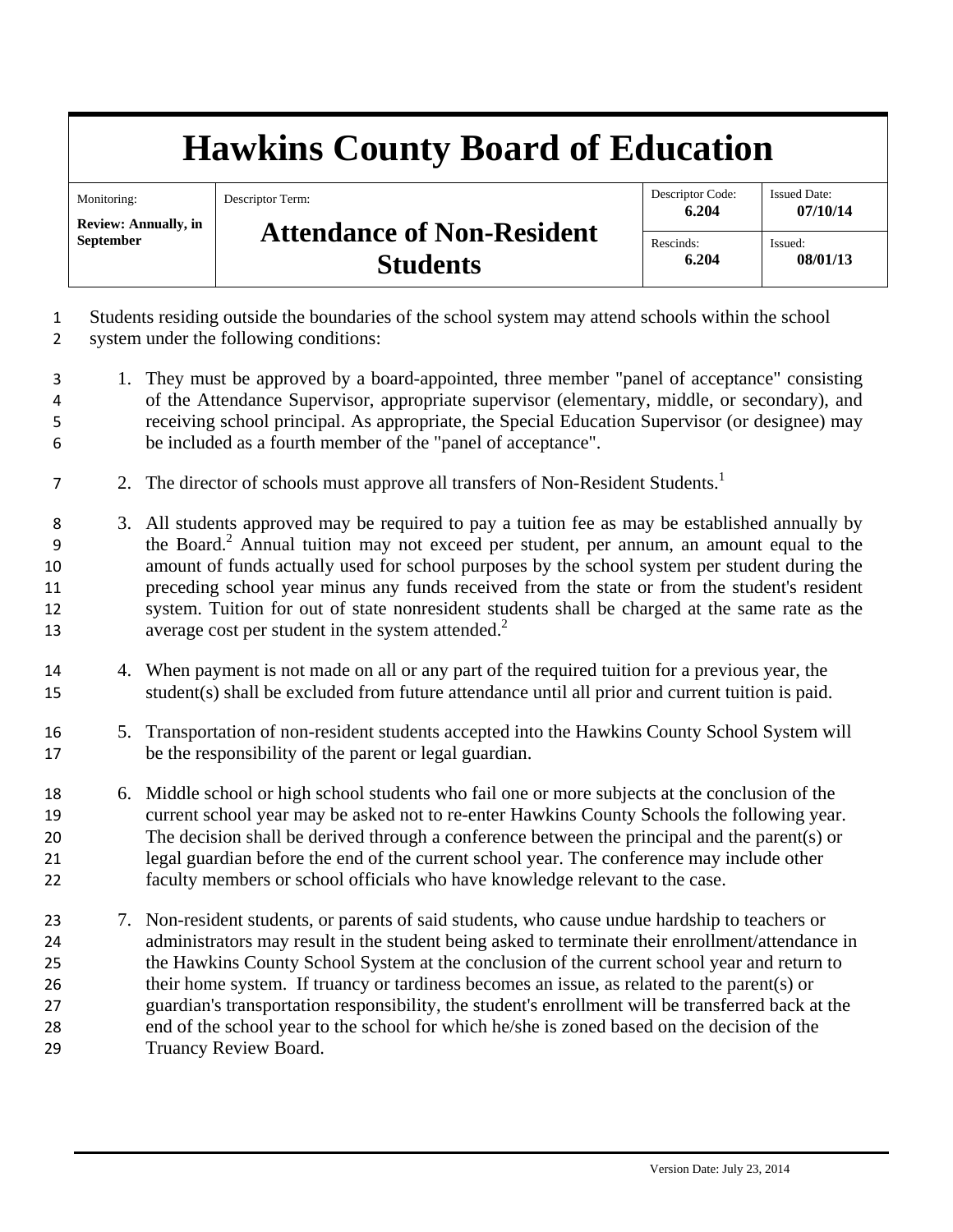# Hawkins County Board of Education

| Monitoring: | Descriptor Term: | Descriptor Code: | Issued Date: |
|---|---|---|---|
| **Review: Annually, in September** | **Attendance of Non-Resident Students** | **6.204** | **07/10/14** |
| | | Rescinds: **6.204** | Issued: **08/01/13** |

Students residing outside the boundaries of the school system may attend schools within the school system under the following conditions:

1. They must be approved by a board-appointed, three member "panel of acceptance" consisting of the Attendance Supervisor, appropriate supervisor (elementary, middle, or secondary), and receiving school principal. As appropriate, the Special Education Supervisor (or designee) may be included as a fourth member of the "panel of acceptance".

2. The director of schools must approve all transfers of Non-Resident Students.[1]

3. All students approved may be required to pay a tuition fee as may be established annually by the Board.[2] Annual tuition may not exceed per student, per annum, an amount equal to the amount of funds actually used for school purposes by the school system per student during the preceding school year minus any funds received from the state or from the student's resident system. Tuition for out of state nonresident students shall be charged at the same rate as the average cost per student in the system attended.[2]

4. When payment is not made on all or any part of the required tuition for a previous year, the student(s) shall be excluded from future attendance until all prior and current tuition is paid.

5. Transportation of non-resident students accepted into the Hawkins County School System will be the responsibility of the parent or legal guardian.

6. Middle school or high school students who fail one or more subjects at the conclusion of the current school year may be asked not to re-enter Hawkins County Schools the following year. The decision shall be derived through a conference between the principal and the parent(s) or legal guardian before the end of the current school year. The conference may include other faculty members or school officials who have knowledge relevant to the case.

7. Non-resident students, or parents of said students, who cause undue hardship to teachers or administrators may result in the student being asked to terminate their enrollment/attendance in the Hawkins County School System at the conclusion of the current school year and return to their home system. If truancy or tardiness becomes an issue, as related to the parent(s) or guardian's transportation responsibility, the student's enrollment will be transferred back at the end of the school year to the school for which he/she is zoned based on the decision of the Truancy Review Board.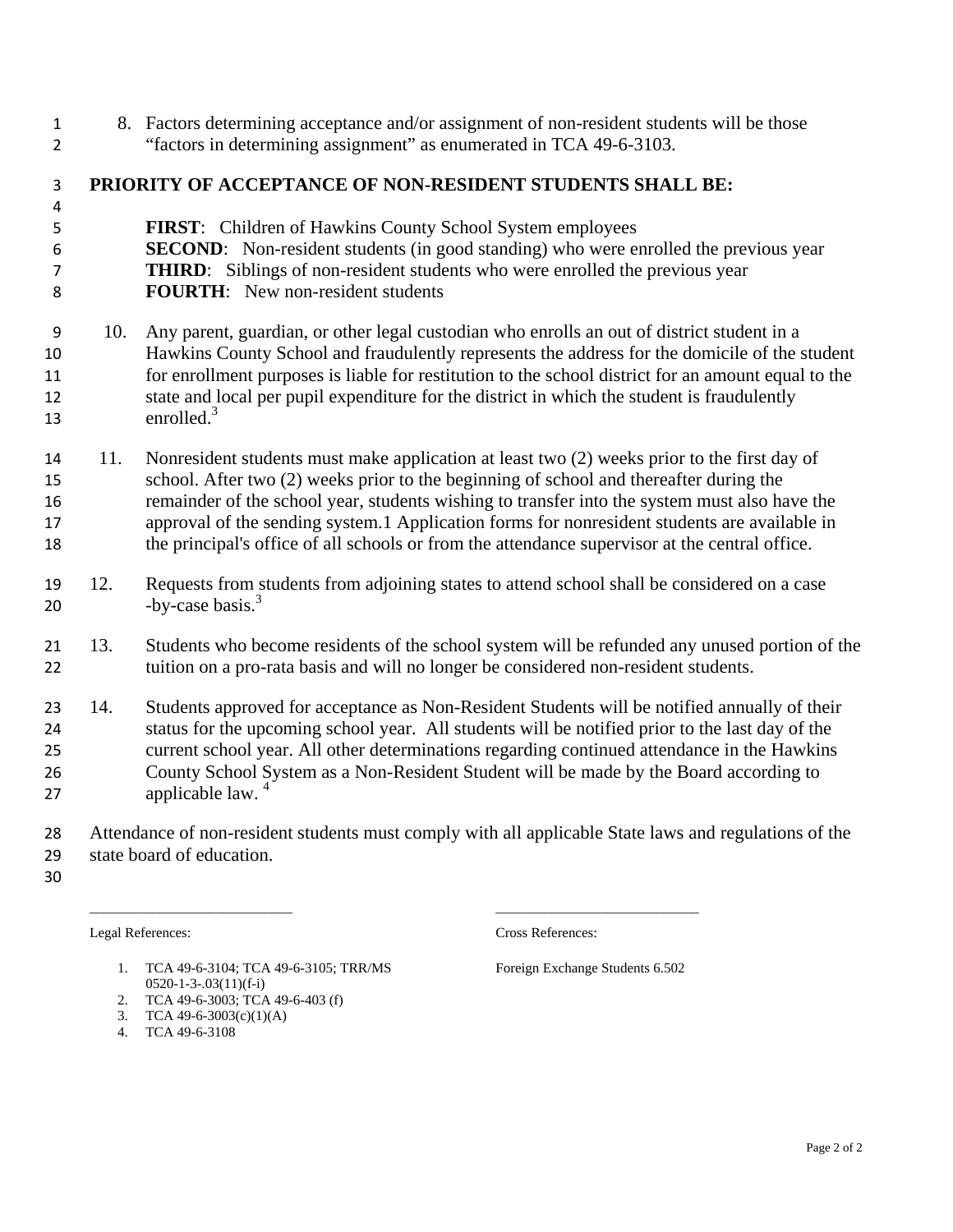8. Factors determining acceptance and/or assignment of non-resident students will be those "factors in determining assignment" as enumerated in TCA 49-6-3103.

**PRIORITY OF ACCEPTANCE OF NON-RESIDENT STUDENTS SHALL BE:**

**FIRST**: Children of Hawkins County School System employees
**SECOND**: Non-resident students (in good standing) who were enrolled the previous year
**THIRD**: Siblings of non-resident students who were enrolled the previous year
**FOURTH**: New non-resident students

10. Any parent, guardian, or other legal custodian who enrolls an out of district student in a Hawkins County School and fraudulently represents the address for the domicile of the student for enrollment purposes is liable for restitution to the school district for an amount equal to the state and local per pupil expenditure for the district in which the student is fraudulently enrolled.[3]

11. Nonresident students must make application at least two (2) weeks prior to the first day of school. After two (2) weeks prior to the beginning of school and thereafter during the remainder of the school year, students wishing to transfer into the system must also have the approval of the sending system.1 Application forms for nonresident students are available in the principal's office of all schools or from the attendance supervisor at the central office.

12. Requests from students from adjoining states to attend school shall be considered on a case -by-case basis.[3]

13. Students who become residents of the school system will be refunded any unused portion of the tuition on a pro-rata basis and will no longer be considered non-resident students.

14. Students approved for acceptance as Non-Resident Students will be notified annually of their status for the upcoming school year. All students will be notified prior to the last day of the current school year. All other determinations regarding continued attendance in the Hawkins County School System as a Non-Resident Student will be made by the Board according to applicable law.[4]

Attendance of non-resident students must comply with all applicable State laws and regulations of the state board of education.

Legal References:

1. TCA 49-6-3104; TCA 49-6-3105; TRR/MS 0520-1-3-.03(11)(f-i)
2. TCA 49-6-3003; TCA 49-6-403 (f)
3. TCA 49-6-3003(c)(1)(A)
4. TCA 49-6-3108

Cross References:

Foreign Exchange Students 6.502